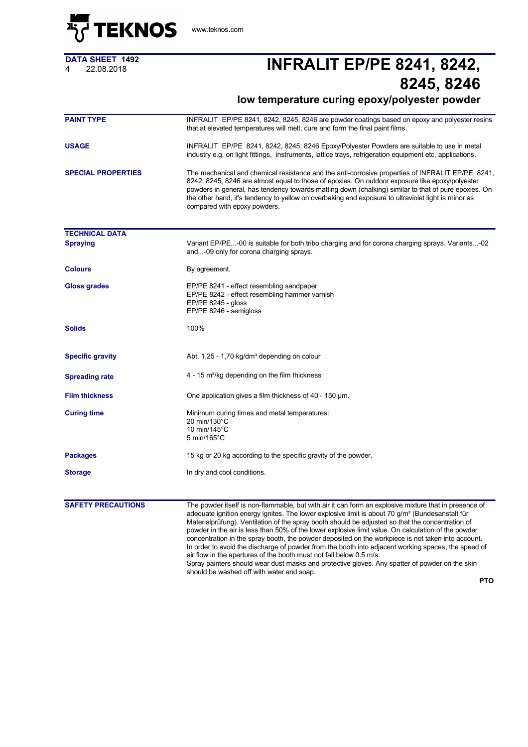TEKNOS www.teknos.com

**DATA SHEET 1492**
4 22.08.2018

# INFRALIT EP/PE 8241, 8242, 8245, 8246

## low temperature curing epoxy/polyester powder

**PAINT TYPE**

INFRALIT EP/PE 8241, 8242, 8245, 8246 are powder coatings based on epoxy and polyester resins that at elevated temperatures will melt, cure and form the final paint films.

**USAGE**

INFRALIT EP/PE 8241, 8242, 8245, 8246 Epoxy/Polyester Powders are suitable to use in metal industry e.g. on light fittings, instruments, lattice trays, refrigeration equipment etc. applications.

**SPECIAL PROPERTIES**

The mechanical and chemical resistance and the anti-corrosive properties of INFRALIT EP/PE 8241, 8242, 8245, 8246 are almost equal to those of epoxies. On outdoor exposure like epoxy/polyester powders in general, has tendency towards matting down (chalking) similar to that of pure epoxies. On the other hand, it's tendency to yellow on overbaking and exposure to ultraviolet light is minor as compared with epoxy powders.

**TECHNICAL DATA**

**Spraying**

Variant EP/PE...-00 is suitable for both tribo charging and for corona charging sprays. Variants...-02 and...-09 only for corona charging sprays.

**Colours**

By agreement.

**Gloss grades**

EP/PE 8241 - effect resembling sandpaper
EP/PE 8242 - effect resembling hammer varnish
EP/PE 8245 - gloss
EP/PE 8246 - semigloss

**Solids**

100%

**Specific gravity**

Abt. 1,25 - 1,70 kg/dm³ depending on colour

**Spreading rate**

4 - 15 m²/kg depending on the film thickness

**Film thickness**

One application gives a film thickness of 40 - 150 µm.

**Curing time**

Minimum curing times and metal temperatures:
20 min/130°C
10 min/145°C
5 min/165°C

**Packages**

15 kg or 20 kg according to the specific gravity of the powder.

**Storage**

In dry and cool conditions.

**SAFETY PRECAUTIONS**

The powder itself is non-flammable, but with air it can form an explosive mixture that in presence of adequate ignition energy ignites. The lower explosive limit is about 70 g/m³ (Bundesanstalt für Materialprüfung). Ventilation of the spray booth should be adjusted so that the concentration of powder in the air is less than 50% of the lower explosive limit value. On calculation of the powder concentration in the spray booth, the powder deposited on the workpiece is not taken into account. In order to avoid the discharge of powder from the booth into adjacent working spaces, the speed of air flow in the apertures of the booth must not fall below 0.5 m/s.
Spray painters should wear dust masks and protective gloves. Any spatter of powder on the skin should be washed off with water and soap.

**PTO**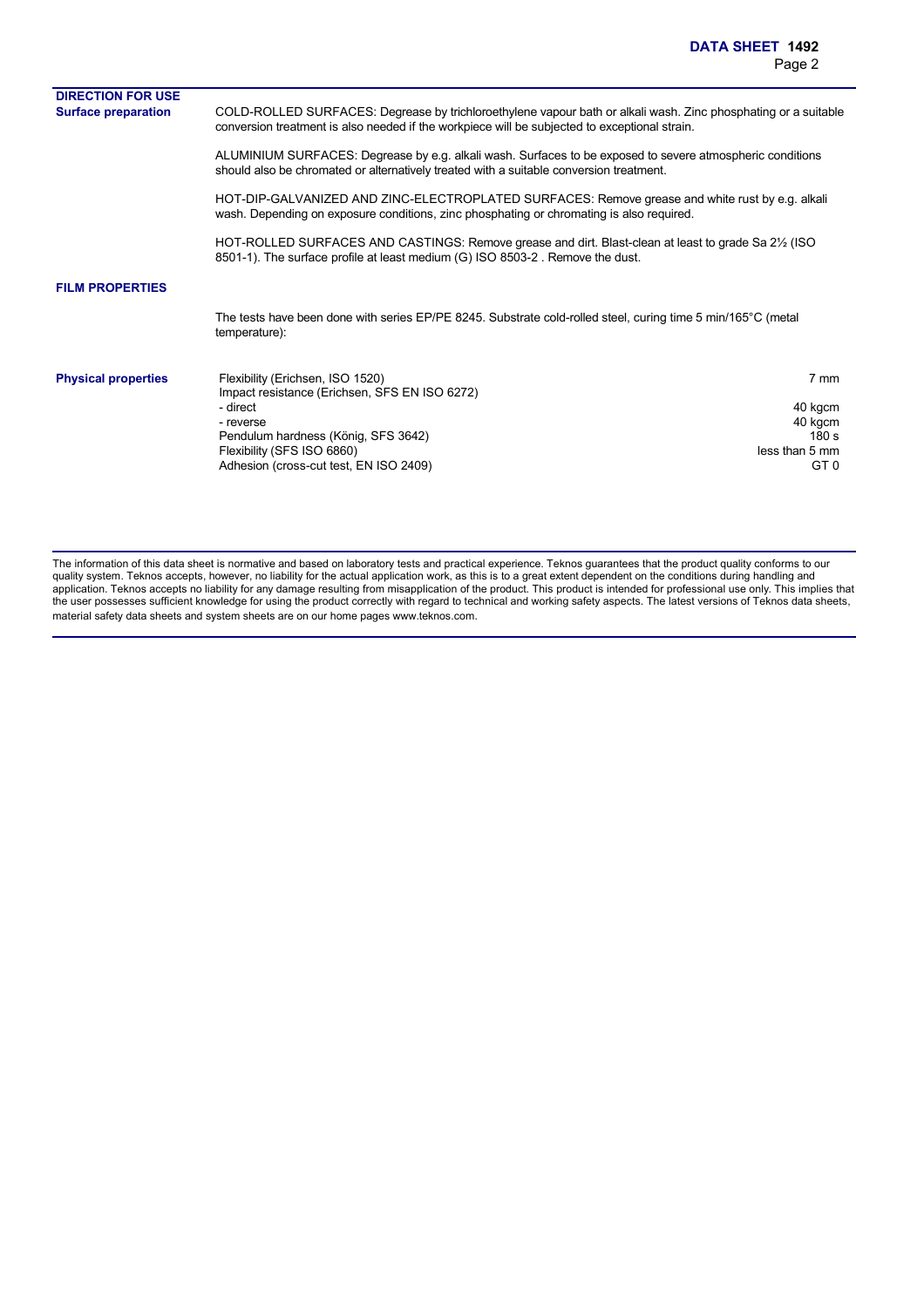## DIRECTION FOR USE

### Surface preparation

COLD-ROLLED SURFACES: Degrease by trichloroethylene vapour bath or alkali wash. Zinc phosphating or a suitable conversion treatment is also needed if the workpiece will be subjected to exceptional strain.

ALUMINIUM SURFACES: Degrease by e.g. alkali wash. Surfaces to be exposed to severe atmospheric conditions should also be chromated or alternatively treated with a suitable conversion treatment.

HOT-DIP-GALVANIZED AND ZINC-ELECTROPLATED SURFACES: Remove grease and white rust by e.g. alkali wash. Depending on exposure conditions, zinc phosphating or chromating is also required.

HOT-ROLLED SURFACES AND CASTINGS: Remove grease and dirt. Blast-clean at least to grade Sa 2½ (ISO 8501-1). The surface profile at least medium (G) ISO 8503-2 . Remove the dust.

## FILM PROPERTIES

The tests have been done with series EP/PE 8245. Substrate cold-rolled steel, curing time 5 min/165°C (metal temperature):

### Physical properties

| Property | Value |
|---|---|
| Flexibility (Erichsen, ISO 1520) | 7 mm |
| Impact resistance (Erichsen, SFS EN ISO 6272) | |
| - direct | 40 kgcm |
| - reverse | 40 kgcm |
| Pendulum hardness (König, SFS 3642) | 180 s |
| Flexibility (SFS ISO 6860) | less than 5 mm |
| Adhesion (cross-cut test, EN ISO 2409) | GT 0 |

The information of this data sheet is normative and based on laboratory tests and practical experience. Teknos guarantees that the product quality conforms to our quality system. Teknos accepts, however, no liability for the actual application work, as this is to a great extent dependent on the conditions during handling and application. Teknos accepts no liability for any damage resulting from misapplication of the product. This product is intended for professional use only. This implies that the user possesses sufficient knowledge for using the product correctly with regard to technical and working safety aspects. The latest versions of Teknos data sheets, material safety data sheets and system sheets are on our home pages www.teknos.com.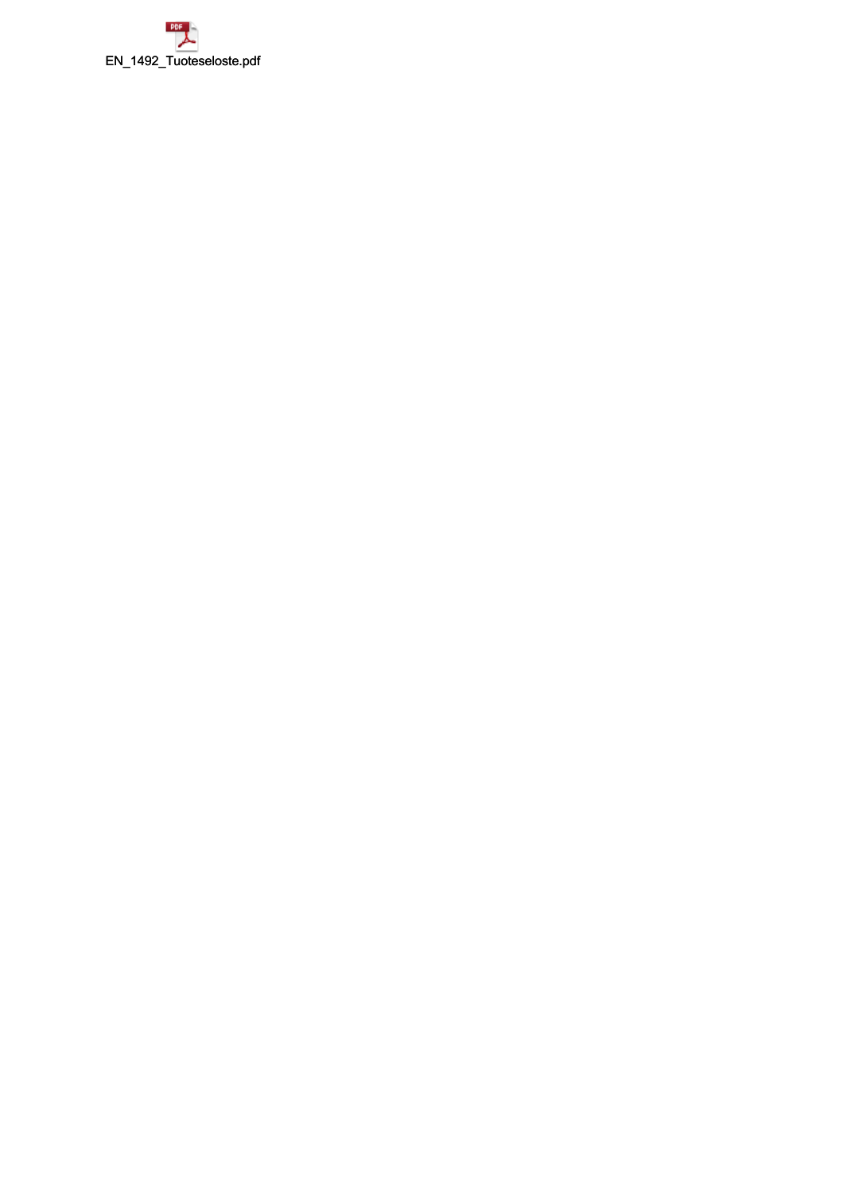EN_1492_Tuoteseloste.pdf